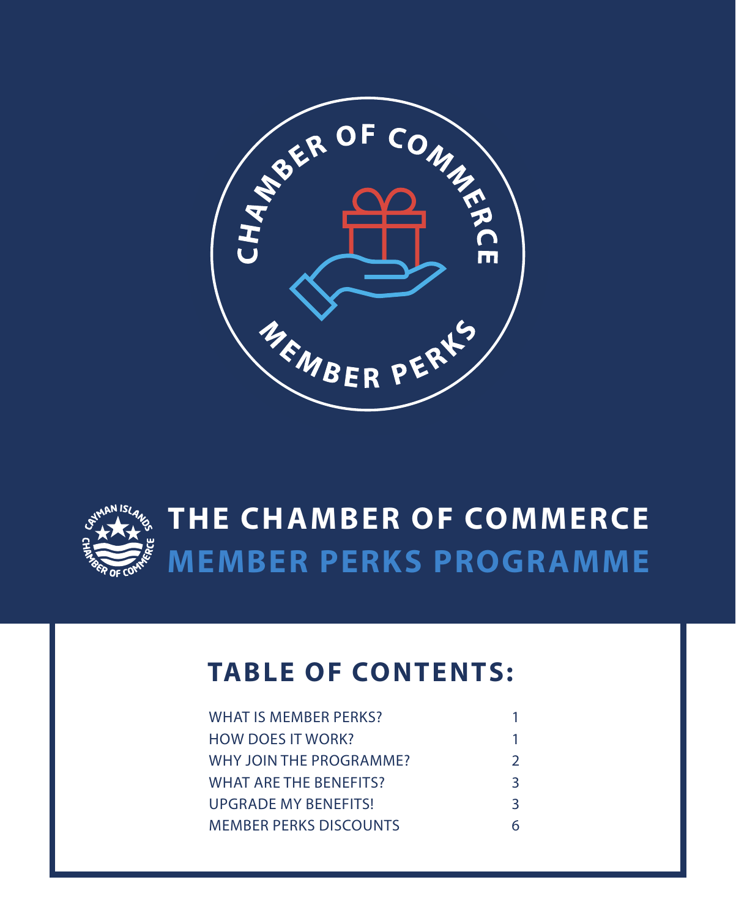# THE CHAMBER OF COMMERCE MEMBER PERKS PROGRAMME

## TABLE OF CONTENTS:

| | |
|---|---|
| WHAT IS MEMBER PERKS? | 1 |
| HOW DOES IT WORK? | 1 |
| WHY JOIN THE PROGRAMME? | 2 |
| WHAT ARE THE BENEFITS? | 3 |
| UPGRADE MY BENEFITS! | 3 |
| MEMBER PERKS DISCOUNTS | 6 |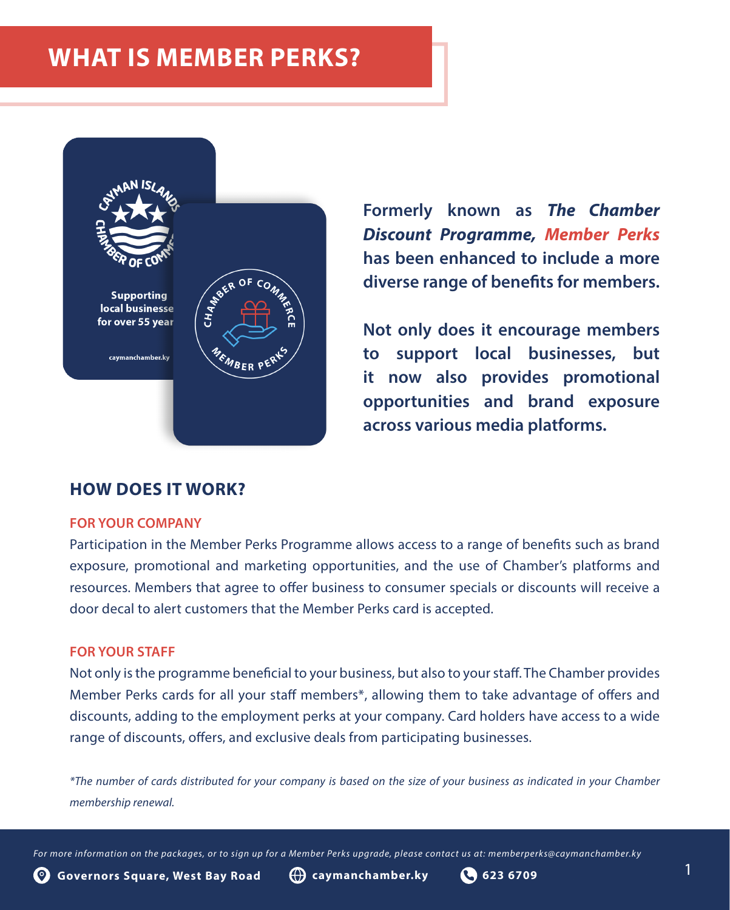# WHAT IS MEMBER PERKS?

**Formerly known as *The Chamber Discount Programme, Member Perks* has been enhanced to include a more diverse range of benefits for members.**

**Not only does it encourage members to support local businesses, but it now also provides promotional opportunities and brand exposure across various media platforms.**

## HOW DOES IT WORK?

### FOR YOUR COMPANY

Participation in the Member Perks Programme allows access to a range of benefits such as brand exposure, promotional and marketing opportunities, and the use of Chamber's platforms and resources. Members that agree to offer business to consumer specials or discounts will receive a door decal to alert customers that the Member Perks card is accepted.

### FOR YOUR STAFF

Not only is the programme beneficial to your business, but also to your staff. The Chamber provides Member Perks cards for all your staff members*, allowing them to take advantage of offers and discounts, adding to the employment perks at your company. Card holders have access to a wide range of discounts, offers, and exclusive deals from participating businesses.

*\*The number of cards distributed for your company is based on the size of your business as indicated in your Chamber membership renewal.*

*For more information on the packages, or to sign up for a Member Perks upgrade, please contact us at: memberperks@caymanchamber.ky*

**Governors Square, West Bay Road** | **caymanchamber.ky** | **623 6709**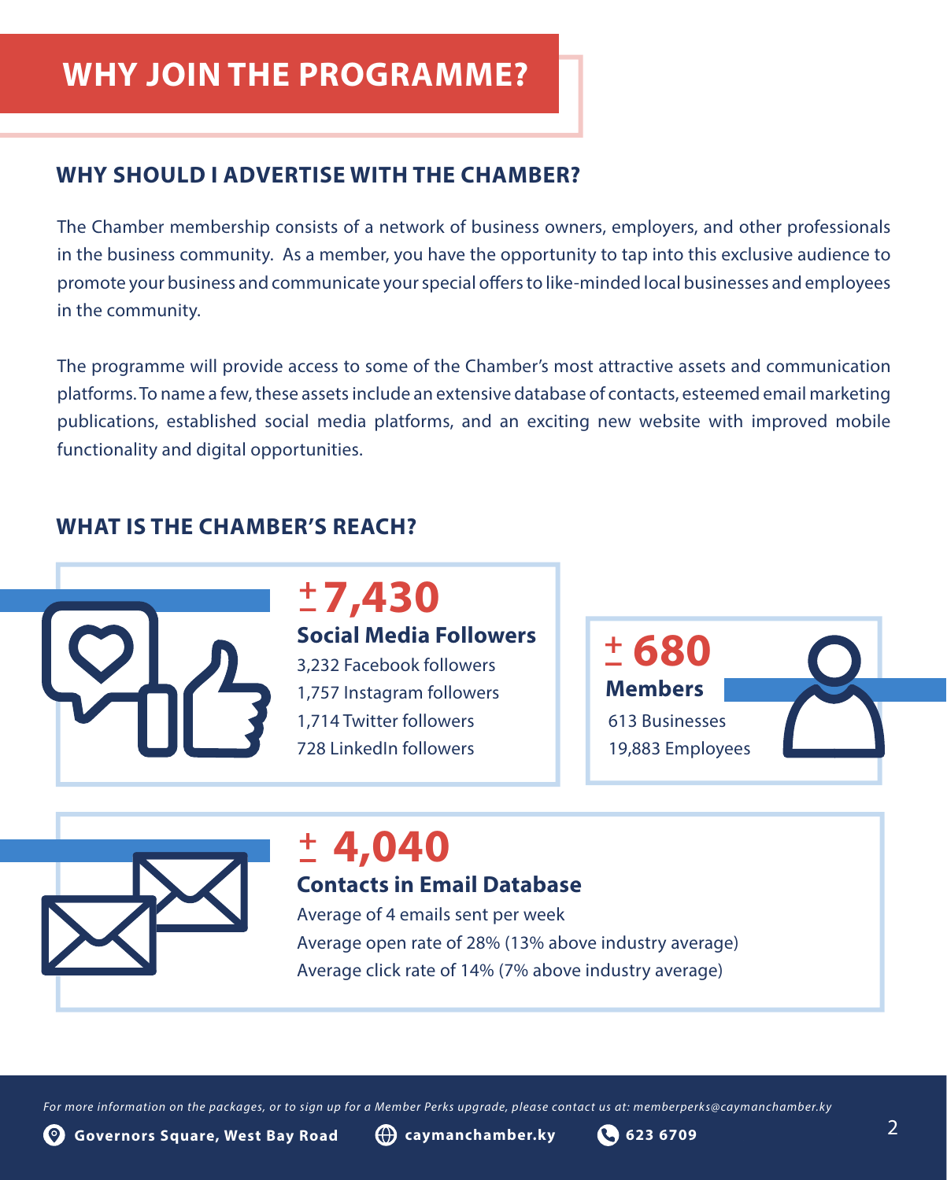# WHY JOIN THE PROGRAMME?

## WHY SHOULD I ADVERTISE WITH THE CHAMBER?

The Chamber membership consists of a network of business owners, employers, and other professionals in the business community. As a member, you have the opportunity to tap into this exclusive audience to promote your business and communicate your special offers to like-minded local businesses and employees in the community.

The programme will provide access to some of the Chamber's most attractive assets and communication platforms. To name a few, these assets include an extensive database of contacts, esteemed email marketing publications, established social media platforms, and an exciting new website with improved mobile functionality and digital opportunities.

## WHAT IS THE CHAMBER'S REACH?

### ± 7,430
**Social Media Followers**

3,232 Facebook followers
1,757 Instagram followers
1,714 Twitter followers
728 LinkedIn followers

### ± 680
**Members**

613 Businesses
19,883 Employees

### ± 4,040
**Contacts in Email Database**

Average of 4 emails sent per week
Average open rate of 28% (13% above industry average)
Average click rate of 14% (7% above industry average)

*For more information on the packages, or to sign up for a Member Perks upgrade, please contact us at: memberperks@caymanchamber.ky*

**Governors Square, West Bay Road** | **caymanchamber.ky** | **623 6709**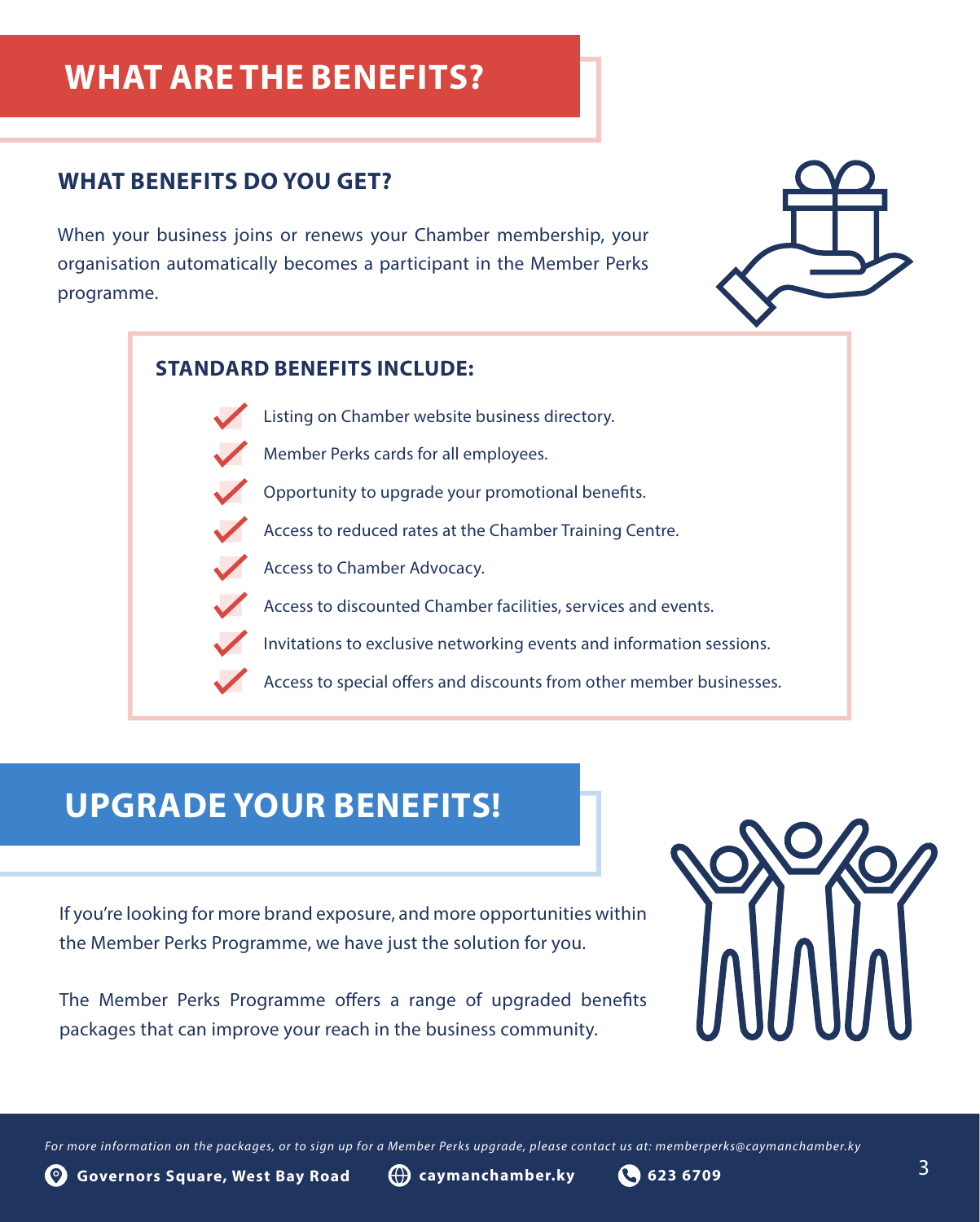# WHAT ARE THE BENEFITS?

## WHAT BENEFITS DO YOU GET?

When your business joins or renews your Chamber membership, your organisation automatically becomes a participant in the Member Perks programme.

### STANDARD BENEFITS INCLUDE:

- Listing on Chamber website business directory.
- Member Perks cards for all employees.
- Opportunity to upgrade your promotional benefits.
- Access to reduced rates at the Chamber Training Centre.
- Access to Chamber Advocacy.
- Access to discounted Chamber facilities, services and events.
- Invitations to exclusive networking events and information sessions.
- Access to special offers and discounts from other member businesses.

# UPGRADE YOUR BENEFITS!

If you're looking for more brand exposure, and more opportunities within the Member Perks Programme, we have just the solution for you.

The Member Perks Programme offers a range of upgraded benefits packages that can improve your reach in the business community.

*For more information on the packages, or to sign up for a Member Perks upgrade, please contact us at: memberperks@caymanchamber.ky*

**Governors Square, West Bay Road** **caymanchamber.ky** **623 6709**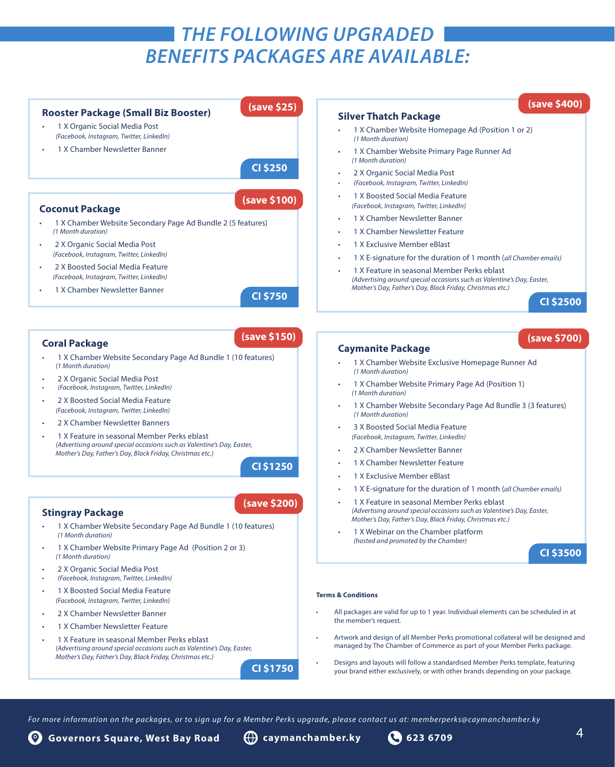# THE FOLLOWING UPGRADED BENEFITS PACKAGES ARE AVAILABLE:

## Rooster Package (Small Biz Booster)

**(save $25)**

- 1 X Organic Social Media Post
  *(Facebook, Instagram, Twitter, LinkedIn)*
- 1 X Chamber Newsletter Banner

**CI $250**

## Coconut Package

**(save $100)**

- 1 X Chamber Website Secondary Page Ad Bundle 2 (5 features)
  *(1 Month duration)*
- 2 X Organic Social Media Post
  *(Facebook, Instagram, Twitter, LinkedIn)*
- 2 X Boosted Social Media Feature
  *(Facebook, Instagram, Twitter, LinkedIn)*
- 1 X Chamber Newsletter Banner

**CI $750**

## Coral Package

**(save $150)**

- 1 X Chamber Website Secondary Page Ad Bundle 1 (10 features)
  *(1 Month duration)*
- 2 X Organic Social Media Post
  *(Facebook, Instagram, Twitter, LinkedIn)*
- 2 X Boosted Social Media Feature
  *(Facebook, Instagram, Twitter, LinkedIn)*
- 2 X Chamber Newsletter Banners
- 1 X Feature in seasonal Member Perks eblast
  *(Advertising around special occasions such as Valentine's Day, Easter, Mother's Day, Father's Day, Black Friday, Christmas etc.)*

**CI $1250**

## Stingray Package

**(save $200)**

- 1 X Chamber Website Secondary Page Ad Bundle 1 (10 features)
  *(1 Month duration)*
- 1 X Chamber Website Primary Page Ad (Position 2 or 3)
  *(1 Month duration)*
- 2 X Organic Social Media Post
  *(Facebook, Instagram, Twitter, LinkedIn)*
- 1 X Boosted Social Media Feature
  *(Facebook, Instagram, Twitter, LinkedIn)*
- 2 X Chamber Newsletter Banner
- 1 X Chamber Newsletter Feature
- 1 X Feature in seasonal Member Perks eblast
  *(Advertising around special occasions such as Valentine's Day, Easter, Mother's Day, Father's Day, Black Friday, Christmas etc.)*

**CI $1750**

## Silver Thatch Package

**(save $400)**

- 1 X Chamber Website Homepage Ad (Position 1 or 2)
  *(1 Month duration)*
- 1 X Chamber Website Primary Page Runner Ad
  *(1 Month duration)*
- 2 X Organic Social Media Post
  *(Facebook, Instagram, Twitter, LinkedIn)*
- 1 X Boosted Social Media Feature
  *(Facebook, Instagram, Twitter, LinkedIn)*
- 1 X Chamber Newsletter Banner
- 1 X Chamber Newsletter Feature
- 1 X Exclusive Member eBlast
- 1 X E-signature for the duration of 1 month (*all Chamber emails*)
- 1 X Feature in seasonal Member Perks eblast
  *(Advertising around special occasions such as Valentine's Day, Easter, Mother's Day, Father's Day, Black Friday, Christmas etc.)*

**CI $2500**

## Caymanite Package

**(save $700)**

- 1 X Chamber Website Exclusive Homepage Runner Ad
  *(1 Month duration)*
- 1 X Chamber Website Primary Page Ad (Position 1)
  *(1 Month duration)*
- 1 X Chamber Website Secondary Page Ad Bundle 3 (3 features)
  *(1 Month duration)*
- 3 X Boosted Social Media Feature
  *(Facebook, Instagram, Twitter, LinkedIn)*
- 2 X Chamber Newsletter Banner
- 1 X Chamber Newsletter Feature
- 1 X Exclusive Member eBlast
- 1 X E-signature for the duration of 1 month (*all Chamber emails*)
- 1 X Feature in seasonal Member Perks eblast
  *(Advertising around special occasions such as Valentine's Day, Easter, Mother's Day, Father's Day, Black Friday, Christmas etc.)*
- 1 X Webinar on the Chamber platform
  *(hosted and promoted by the Chamber)*

**CI $3500**

### Terms & Conditions

- All packages are valid for up to 1 year. Individual elements can be scheduled in at the member's request.
- Artwork and design of all Member Perks promotional collateral will be designed and managed by The Chamber of Commerce as part of your Member Perks package.
- Designs and layouts will follow a standardised Member Perks template, featuring your brand either exclusively, or with other brands depending on your package.

*For more information on the packages, or to sign up for a Member Perks upgrade, please contact us at: memberperks@caymanchamber.ky*

**Governors Square, West Bay Road** | **caymanchamber.ky** | **623 6709**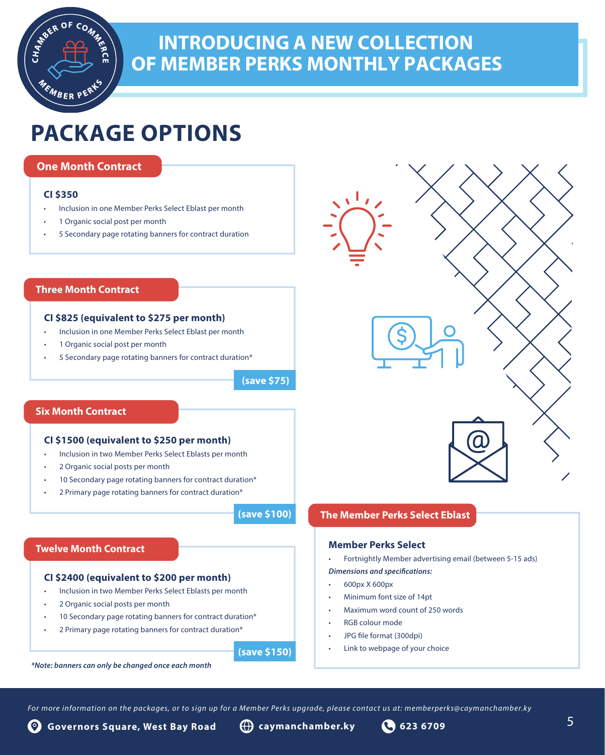# INTRODUCING A NEW COLLECTION OF MEMBER PERKS MONTHLY PACKAGES

## PACKAGE OPTIONS

### One Month Contract

**CI $350**

- Inclusion in one Member Perks Select Eblast per month
- 1 Organic social post per month
- 5 Secondary page rotating banners for contract duration

### Three Month Contract

**CI $825 (equivalent to $275 per month)**

- Inclusion in one Member Perks Select Eblast per month
- 1 Organic social post per month
- 5 Secondary page rotating banners for contract duration*

**(save $75)**

### Six Month Contract

**CI $1500 (equivalent to $250 per month)**

- Inclusion in two Member Perks Select Eblasts per month
- 2 Organic social posts per month
- 10 Secondary page rotating banners for contract duration*
- 2 Primary page rotating banners for contract duration*

**(save $100)**

### Twelve Month Contract

**CI $2400 (equivalent to $200 per month)**

- Inclusion in two Member Perks Select Eblasts per month
- 2 Organic social posts per month
- 10 Secondary page rotating banners for contract duration*
- 2 Primary page rotating banners for contract duration*

**(save $150)**

***Note: banners can only be changed once each month***

### The Member Perks Select Eblast

**Member Perks Select**

- Fortnightly Member advertising email (between 5-15 ads)

***Dimensions and specifications:***

- 600px X 600px
- Minimum font size of 14pt
- Maximum word count of 250 words
- RGB colour mode
- JPG file format (300dpi)
- Link to webpage of your choice

*For more information on the packages, or to sign up for a Member Perks upgrade, please contact us at: memberperks@caymanchamber.ky*

**Governors Square, West Bay Road** | **caymanchamber.ky** | **623 6709**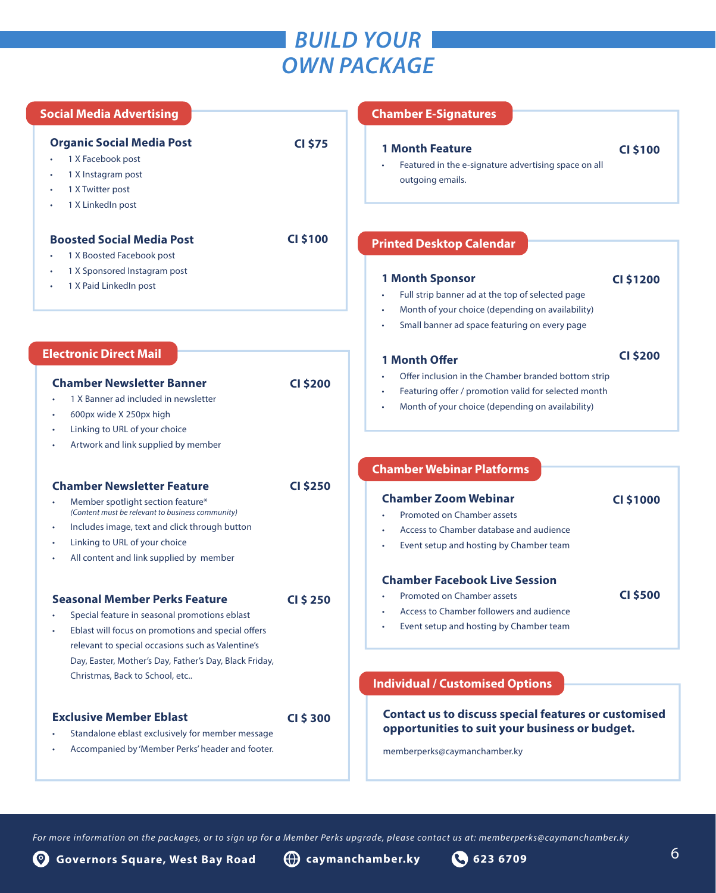# BUILD YOUR OWN PACKAGE

## Social Media Advertising

### Organic Social Media Post — CI $75

- 1 X Facebook post
- 1 X Instagram post
- 1 X Twitter post
- 1 X LinkedIn post

### Boosted Social Media Post — CI $100

- 1 X Boosted Facebook post
- 1 X Sponsored Instagram post
- 1 X Paid LinkedIn post

## Electronic Direct Mail

### Chamber Newsletter Banner — CI $200

- 1 X Banner ad included in newsletter
- 600px wide X 250px high
- Linking to URL of your choice
- Artwork and link supplied by member

### Chamber Newsletter Feature — CI $250

- Member spotlight section feature*
  *(Content must be relevant to business community)*
- Includes image, text and click through button
- Linking to URL of your choice
- All content and link supplied by member

### Seasonal Member Perks Feature — CI $ 250

- Special feature in seasonal promotions eblast
- Eblast will focus on promotions and special offers relevant to special occasions such as Valentine's Day, Easter, Mother's Day, Father's Day, Black Friday, Christmas, Back to School, etc..

### Exclusive Member Eblast — CI $ 300

- Standalone eblast exclusively for member message
- Accompanied by 'Member Perks' header and footer.

## Chamber E-Signatures

### 1 Month Feature — CI $100

- Featured in the e-signature advertising space on all outgoing emails.

## Printed Desktop Calendar

### 1 Month Sponsor — CI $1200

- Full strip banner ad at the top of selected page
- Month of your choice (depending on availability)
- Small banner ad space featuring on every page

### 1 Month Offer — CI $200

- Offer inclusion in the Chamber branded bottom strip
- Featuring offer / promotion valid for selected month
- Month of your choice (depending on availability)

## Chamber Webinar Platforms

### Chamber Zoom Webinar — CI $1000

- Promoted on Chamber assets
- Access to Chamber database and audience
- Event setup and hosting by Chamber team

### Chamber Facebook Live Session — CI $500

- Promoted on Chamber assets
- Access to Chamber followers and audience
- Event setup and hosting by Chamber team

## Individual / Customised Options

**Contact us to discuss special features or customised opportunities to suit your business or budget.**

memberperks@caymanchamber.ky

*For more information on the packages, or to sign up for a Member Perks upgrade, please contact us at: memberperks@caymanchamber.ky*

**Governors Square, West Bay Road** | **caymanchamber.ky** | **623 6709**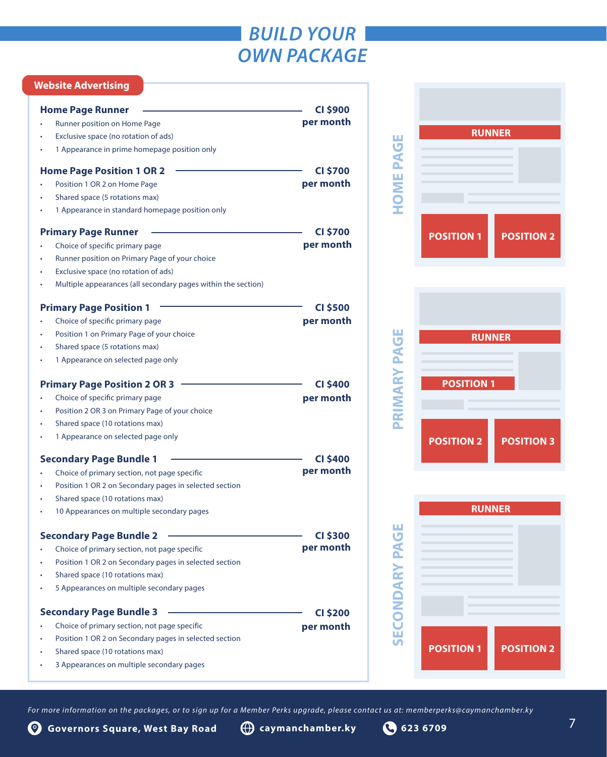# BUILD YOUR OWN PACKAGE

## Website Advertising

### Home Page Runner — CI $900 per month

- Runner position on Home Page
- Exclusive space (no rotation of ads)
- 1 Appearance in prime homepage position only

### Home Page Position 1 OR 2 — CI $700 per month

- Position 1 OR 2 on Home Page
- Shared space (5 rotations max)
- 1 Appearance in standard homepage position only

### Primary Page Runner — CI $700 per month

- Choice of specific primary page
- Runner position on Primary Page of your choice
- Exclusive space (no rotation of ads)
- Multiple appearances (all secondary pages within the section)

### Primary Page Position 1 — CI $500 per month

- Choice of specific primary page
- Position 1 on Primary Page of your choice
- Shared space (5 rotations max)
- 1 Appearance on selected page only

### Primary Page Position 2 OR 3 — CI $400 per month

- Choice of specific primary page
- Position 2 OR 3 on Primary Page of your choice
- Shared space (10 rotations max)
- 1 Appearance on selected page only

### Secondary Page Bundle 1 — CI $400 per month

- Choice of primary section, not page specific
- Position 1 OR 2 on Secondary pages in selected section
- Shared space (10 rotations max)
- 10 Appearances on multiple secondary pages

### Secondary Page Bundle 2 — CI $300 per month

- Choice of primary section, not page specific
- Position 1 OR 2 on Secondary pages in selected section
- Shared space (10 rotations max)
- 5 Appearances on multiple secondary pages

### Secondary Page Bundle 3 — CI $200 per month

- Choice of primary section, not page specific
- Position 1 OR 2 on Secondary pages in selected section
- Shared space (10 rotations max)
- 3 Appearances on multiple secondary pages

**HOME PAGE:** RUNNER, POSITION 1, POSITION 2

**PRIMARY PAGE:** RUNNER, POSITION 1, POSITION 2, POSITION 3

**SECONDARY PAGE:** RUNNER, POSITION 1, POSITION 2

*For more information on the packages, or to sign up for a Member Perks upgrade, please contact us at: memberperks@caymanchamber.ky*

Governors Square, West Bay Road | caymanchamber.ky | 623 6709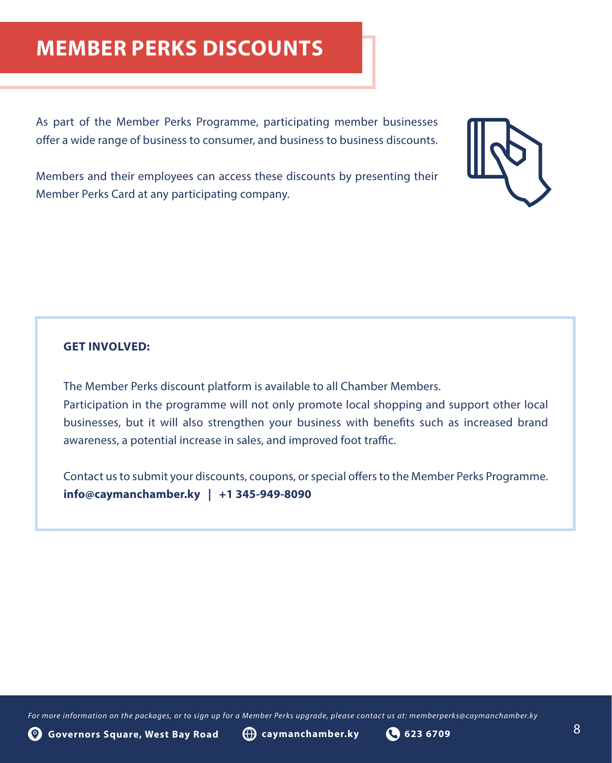# MEMBER PERKS DISCOUNTS

As part of the Member Perks Programme, participating member businesses offer a wide range of business to consumer, and business to business discounts.

Members and their employees can access these discounts by presenting their Member Perks Card at any participating company.

**GET INVOLVED:**

The Member Perks discount platform is available to all Chamber Members.
Participation in the programme will not only promote local shopping and support other local businesses, but it will also strengthen your business with benefits such as increased brand awareness, a potential increase in sales, and improved foot traffic.

Contact us to submit your discounts, coupons, or special offers to the Member Perks Programme.
**info@caymanchamber.ky | +1 345-949-8090**

*For more information on the packages, or to sign up for a Member Perks upgrade, please contact us at: memberperks@caymanchamber.ky*

**Governors Square, West Bay Road** **caymanchamber.ky** **623 6709**